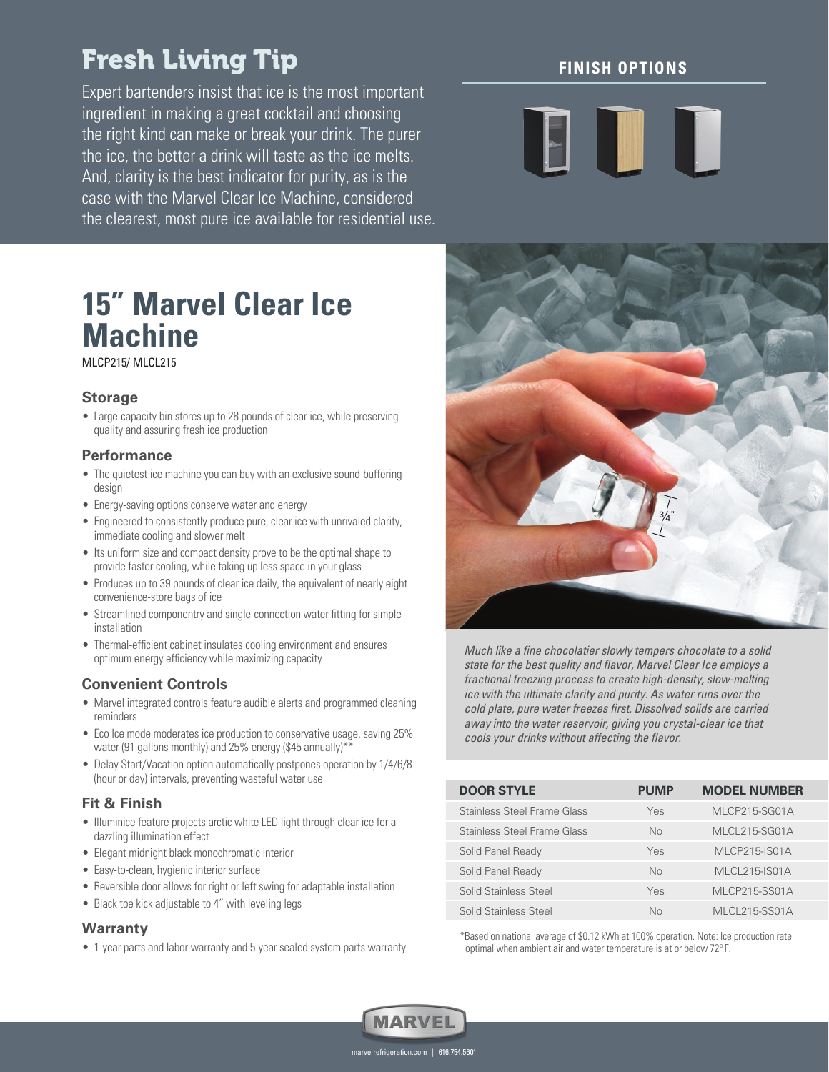## Fresh Living Tip

Expert bartenders insist that ice is the most important ingredient in making a great cocktail and choosing the right kind can make or break your drink. The purer the ice, the better a drink will taste as the ice melts. And, clarity is the best indicator for purity, as is the case with the Marvel Clear Ice Machine, considered the clearest, most pure ice available for residential use.

### FINISH OPTIONS

# 15" Marvel Clear Ice Machine

MLCP215/ MLCL215

### Storage

- Large-capacity bin stores up to 28 pounds of clear ice, while preserving quality and assuring fresh ice production

### Performance

- The quietest ice machine you can buy with an exclusive sound-buffering design
- Energy-saving options conserve water and energy
- Engineered to consistently produce pure, clear ice with unrivaled clarity, immediate cooling and slower melt
- Its uniform size and compact density prove to be the optimal shape to provide faster cooling, while taking up less space in your glass
- Produces up to 39 pounds of clear ice daily, the equivalent of nearly eight convenience-store bags of ice
- Streamlined componentry and single-connection water fitting for simple installation
- Thermal-efficient cabinet insulates cooling environment and ensures optimum energy efficiency while maximizing capacity

### Convenient Controls

- Marvel integrated controls feature audible alerts and programmed cleaning reminders
- Eco Ice mode moderates ice production to conservative usage, saving 25% water (91 gallons monthly) and 25% energy ($45 annually)**
- Delay Start/Vacation option automatically postpones operation by 1/4/6/8 (hour or day) intervals, preventing wasteful water use

### Fit & Finish

- Illuminice feature projects arctic white LED light through clear ice for a dazzling illumination effect
- Elegant midnight black monochromatic interior
- Easy-to-clean, hygienic interior surface
- Reversible door allows for right or left swing for adaptable installation
- Black toe kick adjustable to 4" with leveling legs

### Warranty

- 1-year parts and labor warranty and 5-year sealed system parts warranty

¾"

*Much like a fine chocolatier slowly tempers chocolate to a solid state for the best quality and flavor, Marvel Clear Ice employs a fractional freezing process to create high-density, slow-melting ice with the ultimate clarity and purity. As water runs over the cold plate, pure water freezes first. Dissolved solids are carried away into the water reservoir, giving you crystal-clear ice that cools your drinks without affecting the flavor.*

| DOOR STYLE | PUMP | MODEL NUMBER |
|---|---|---|
| Stainless Steel Frame Glass | Yes | MLCP215-SG01A |
| Stainless Steel Frame Glass | No | MLCL215-SG01A |
| Solid Panel Ready | Yes | MLCP215-IS01A |
| Solid Panel Ready | No | MLCL215-IS01A |
| Solid Stainless Steel | Yes | MLCP215-SS01A |
| Solid Stainless Steel | No | MLCL215-SS01A |

*Based on national average of $0.12 kWh at 100% operation. Note: Ice production rate optimal when ambient air and water temperature is at or below 72° F.

MARVEL

marvelrefrigeration.com | 616.754.5601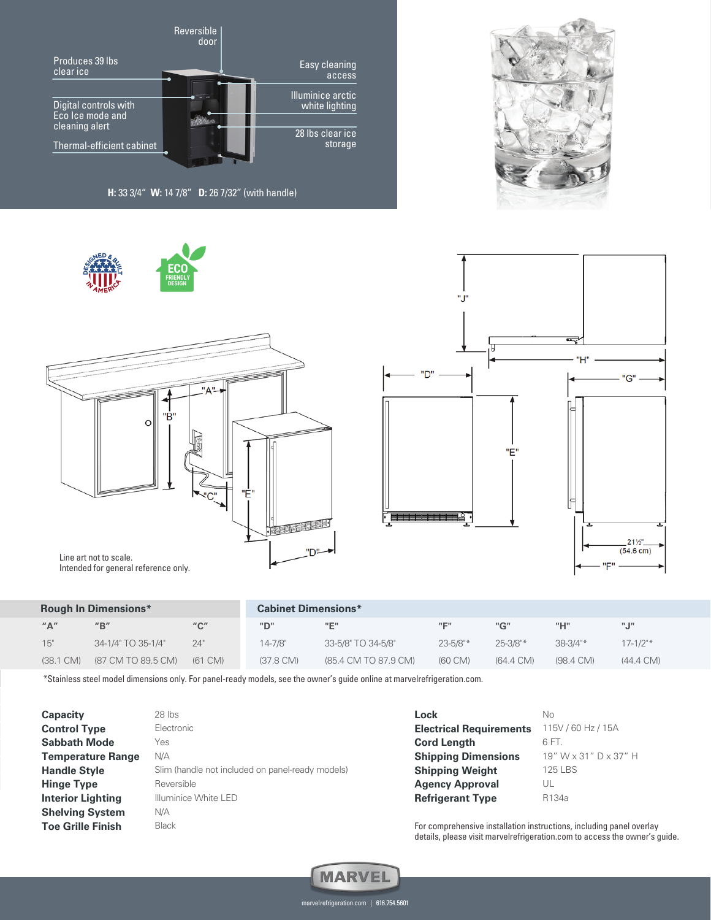Reversible door

Produces 39 lbs clear ice

Easy cleaning access

Digital controls with Eco Ice mode and cleaning alert

Illuminice arctic white lighting

Thermal-efficient cabinet

28 lbs clear ice storage

**H:** 33 3/4" **W:** 14 7/8" **D:** 26 7/32" (with handle)

DESIGNED & BUILT IN AMERICA

ECO FRIENDLY DESIGN

"A"
"B"
"C"
"D"
"E"
"F"
"G"
"H"
"J"
21½"
(54.6 cm)

Line art not to scale.
Intended for general reference only.

| Rough In Dimensions* | | | Cabinet Dimensions* | | | | | |
|---|---|---|---|---|---|---|---|---|
| "A" | "B" | "C" | "D" | "E" | "F" | "G" | "H" | "J" |
| 15" | 34-1/4" TO 35-1/4" | 24" | 14-7/8" | 33-5/8" TO 34-5/8" | 23-5/8"* | 25-3/8"* | 38-3/4"* | 17-1/2"* |
| (38.1 CM) | (87 CM TO 89.5 CM) | (61 CM) | (37.8 CM) | (85.4 CM TO 87.9 CM) | (60 CM) | (64.4 CM) | (98.4 CM) | (44.4 CM) |

*Stainless steel model dimensions only. For panel-ready models, see the owner's guide online at marvelrefrigeration.com.

| | |
|---|---|
| **Capacity** | 28 lbs |
| **Control Type** | Electronic |
| **Sabbath Mode** | Yes |
| **Temperature Range** | N/A |
| **Handle Style** | Slim (handle not included on panel-ready models) |
| **Hinge Type** | Reversible |
| **Interior Lighting** | Illuminice White LED |
| **Shelving System** | N/A |
| **Toe Grille Finish** | Black |

| | |
|---|---|
| **Lock** | No |
| **Electrical Requirements** | 115V / 60 Hz / 15A |
| **Cord Length** | 6 FT. |
| **Shipping Dimensions** | 19" W x 31" D x 37" H |
| **Shipping Weight** | 125 LBS |
| **Agency Approval** | UL |
| **Refrigerant Type** | R134a |

For comprehensive installation instructions, including panel overlay details, please visit marvelrefrigeration.com to access the owner's guide.

MARVEL

marvelrefrigeration.com | 616.754.5601